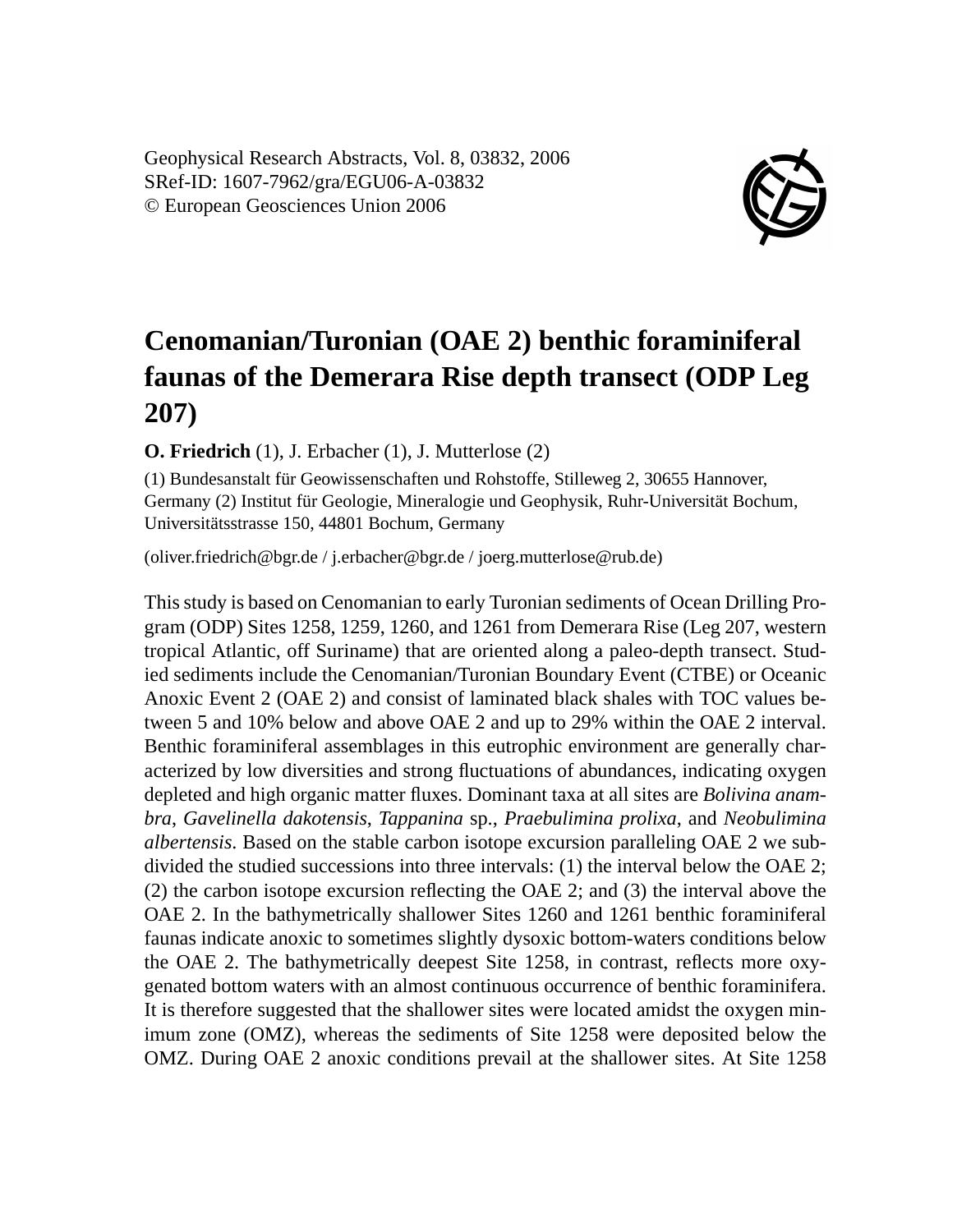Geophysical Research Abstracts, Vol. 8, 03832, 2006
SRef-ID: 1607-7962/gra/EGU06-A-03832
© European Geosciences Union 2006

# Cenomanian/Turonian (OAE 2) benthic foraminiferal faunas of the Demerara Rise depth transect (ODP Leg 207)

**O. Friedrich** (1), J. Erbacher (1), J. Mutterlose (2)

(1) Bundesanstalt für Geowissenschaften und Rohstoffe, Stilleweg 2, 30655 Hannover, Germany (2) Institut für Geologie, Mineralogie und Geophysik, Ruhr-Universität Bochum, Universitätsstrasse 150, 44801 Bochum, Germany

(oliver.friedrich@bgr.de / j.erbacher@bgr.de / joerg.mutterlose@rub.de)

This study is based on Cenomanian to early Turonian sediments of Ocean Drilling Program (ODP) Sites 1258, 1259, 1260, and 1261 from Demerara Rise (Leg 207, western tropical Atlantic, off Suriname) that are oriented along a paleo-depth transect. Studied sediments include the Cenomanian/Turonian Boundary Event (CTBE) or Oceanic Anoxic Event 2 (OAE 2) and consist of laminated black shales with TOC values between 5 and 10% below and above OAE 2 and up to 29% within the OAE 2 interval. Benthic foraminiferal assemblages in this eutrophic environment are generally characterized by low diversities and strong fluctuations of abundances, indicating oxygen depleted and high organic matter fluxes. Dominant taxa at all sites are *Bolivina anambra*, *Gavelinella dakotensis*, *Tappanina* sp., *Praebulimina prolixa*, and *Neobulimina albertensis*. Based on the stable carbon isotope excursion paralleling OAE 2 we subdivided the studied successions into three intervals: (1) the interval below the OAE 2; (2) the carbon isotope excursion reflecting the OAE 2; and (3) the interval above the OAE 2. In the bathymetrically shallower Sites 1260 and 1261 benthic foraminiferal faunas indicate anoxic to sometimes slightly dysoxic bottom-waters conditions below the OAE 2. The bathymetrically deepest Site 1258, in contrast, reflects more oxygenated bottom waters with an almost continuous occurrence of benthic foraminifera. It is therefore suggested that the shallower sites were located amidst the oxygen minimum zone (OMZ), whereas the sediments of Site 1258 were deposited below the OMZ. During OAE 2 anoxic conditions prevail at the shallower sites. At Site 1258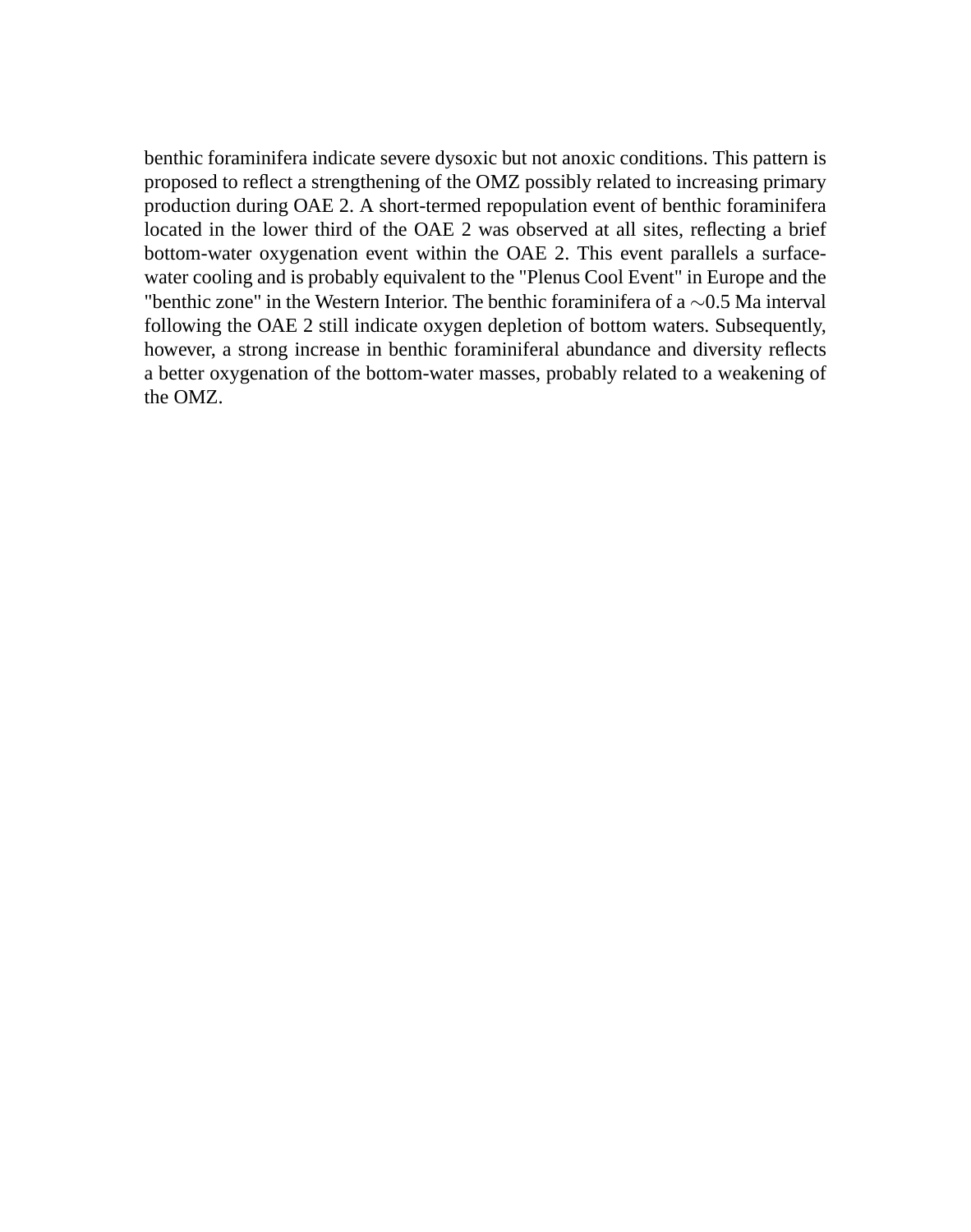benthic foraminifera indicate severe dysoxic but not anoxic conditions. This pattern is proposed to reflect a strengthening of the OMZ possibly related to increasing primary production during OAE 2. A short-termed repopulation event of benthic foraminifera located in the lower third of the OAE 2 was observed at all sites, reflecting a brief bottom-water oxygenation event within the OAE 2. This event parallels a surface-water cooling and is probably equivalent to the "Plenus Cool Event" in Europe and the "benthic zone" in the Western Interior. The benthic foraminifera of a $\sim$0.5 Ma interval following the OAE 2 still indicate oxygen depletion of bottom waters. Subsequently, however, a strong increase in benthic foraminiferal abundance and diversity reflects a better oxygenation of the bottom-water masses, probably related to a weakening of the OMZ.